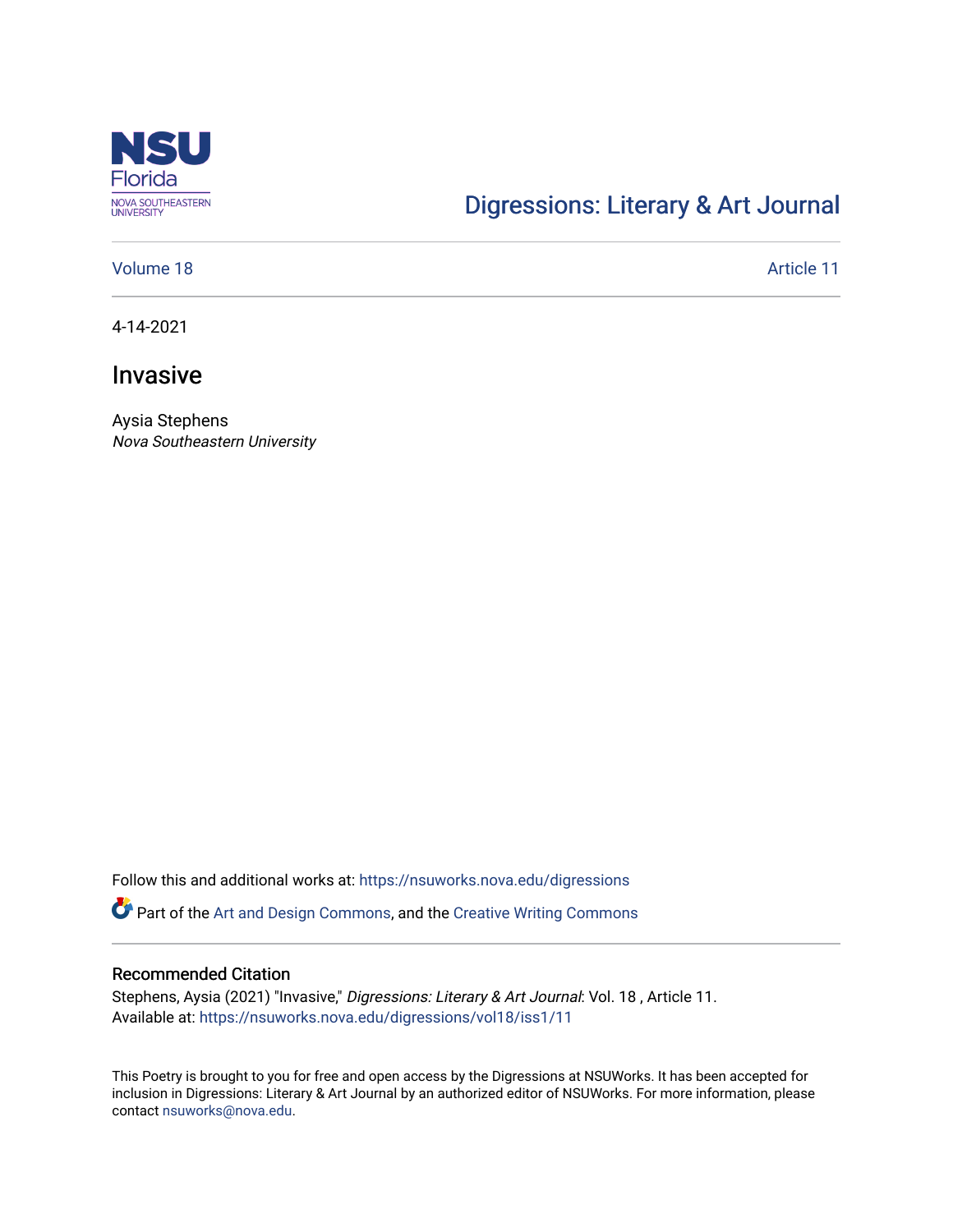NSU Florida
NOVA SOUTHEASTERN UNIVERSITY

Digressions: Literary & Art Journal

Volume 18 | Article 11

4-14-2021

# Invasive

Aysia Stephens
*Nova Southeastern University*

Follow this and additional works at: https://nsuworks.nova.edu/digressions

Part of the Art and Design Commons, and the Creative Writing Commons

## Recommended Citation

Stephens, Aysia (2021) "Invasive," *Digressions: Literary & Art Journal*: Vol. 18 , Article 11.
Available at: https://nsuworks.nova.edu/digressions/vol18/iss1/11

This Poetry is brought to you for free and open access by the Digressions at NSUWorks. It has been accepted for inclusion in Digressions: Literary & Art Journal by an authorized editor of NSUWorks. For more information, please contact nsuworks@nova.edu.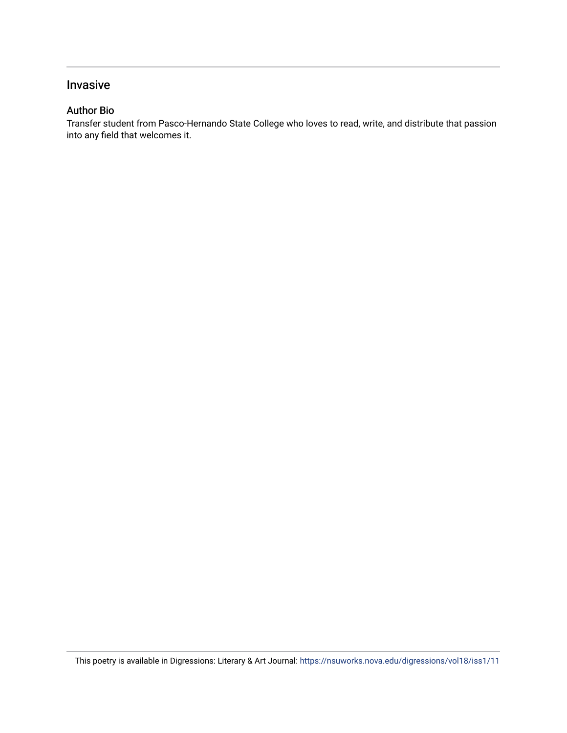## Invasive

### Author Bio

Transfer student from Pasco-Hernando State College who loves to read, write, and distribute that passion into any field that welcomes it.

This poetry is available in Digressions: Literary & Art Journal: https://nsuworks.nova.edu/digressions/vol18/iss1/11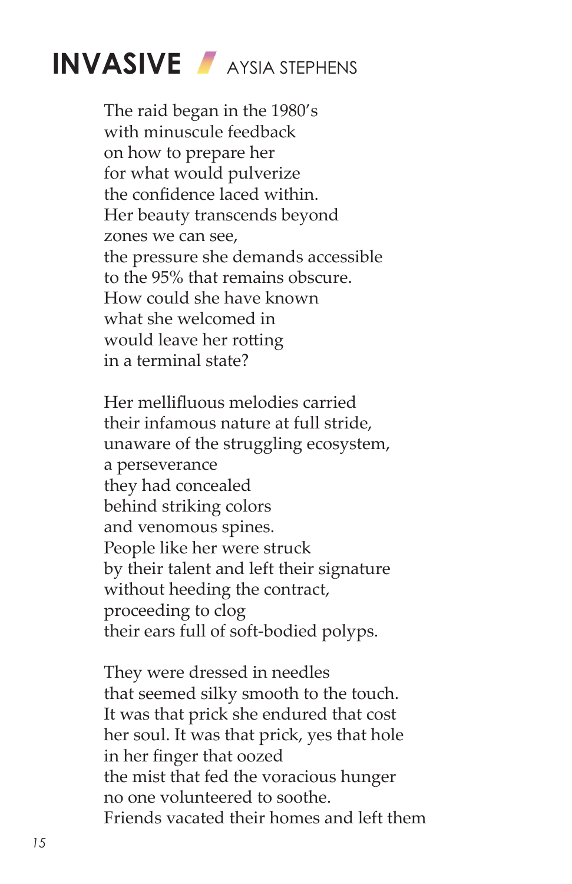# INVASIVE

AYSIA STEPHENS

The raid began in the 1980's
with minuscule feedback
on how to prepare her
for what would pulverize
the confidence laced within.
Her beauty transcends beyond
zones we can see,
the pressure she demands accessible
to the 95% that remains obscure.
How could she have known
what she welcomed in
would leave her rotting
in a terminal state?

Her mellifluous melodies carried
their infamous nature at full stride,
unaware of the struggling ecosystem,
a perseverance
they had concealed
behind striking colors
and venomous spines.
People like her were struck
by their talent and left their signature
without heeding the contract,
proceeding to clog
their ears full of soft-bodied polyps.

They were dressed in needles
that seemed silky smooth to the touch.
It was that prick she endured that cost
her soul. It was that prick, yes that hole
in her finger that oozed
the mist that fed the voracious hunger
no one volunteered to soothe.
Friends vacated their homes and left them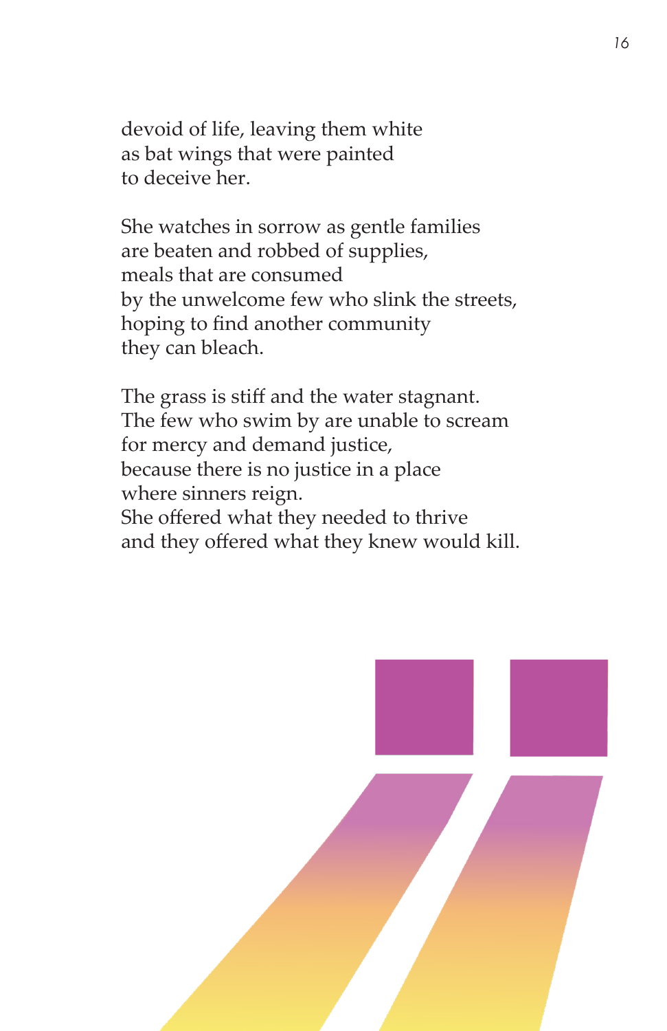devoid of life, leaving them white
as bat wings that were painted
to deceive her.

She watches in sorrow as gentle families
are beaten and robbed of supplies,
meals that are consumed
by the unwelcome few who slink the streets,
hoping to find another community
they can bleach.

The grass is stiff and the water stagnant.
The few who swim by are unable to scream
for mercy and demand justice,
because there is no justice in a place
where sinners reign.
She offered what they needed to thrive
and they offered what they knew would kill.